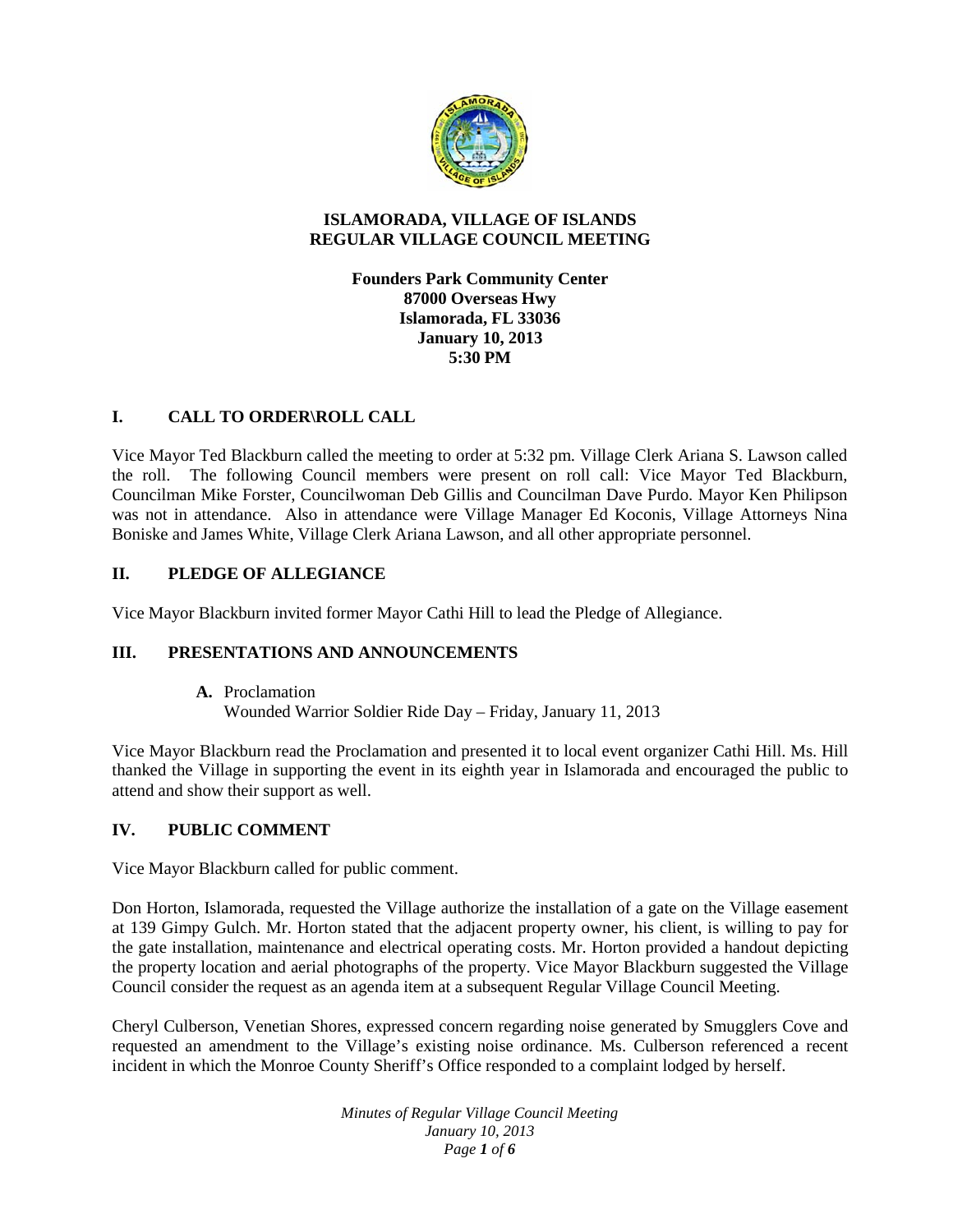# ISLAMORADA, VILLAGE OF ISLANDS
# REGULAR VILLAGE COUNCIL MEETING

**Founders Park Community Center**
**87000 Overseas Hwy**
**Islamorada, FL 33036**
**January 10, 2013**
**5:30 PM**

## I. CALL TO ORDER\ROLL CALL

Vice Mayor Ted Blackburn called the meeting to order at 5:32 pm. Village Clerk Ariana S. Lawson called the roll. The following Council members were present on roll call: Vice Mayor Ted Blackburn, Councilman Mike Forster, Councilwoman Deb Gillis and Councilman Dave Purdo. Mayor Ken Philipson was not in attendance. Also in attendance were Village Manager Ed Koconis, Village Attorneys Nina Boniske and James White, Village Clerk Ariana Lawson, and all other appropriate personnel.

## II. PLEDGE OF ALLEGIANCE

Vice Mayor Blackburn invited former Mayor Cathi Hill to lead the Pledge of Allegiance.

## III. PRESENTATIONS AND ANNOUNCEMENTS

**A.** Proclamation
Wounded Warrior Soldier Ride Day – Friday, January 11, 2013

Vice Mayor Blackburn read the Proclamation and presented it to local event organizer Cathi Hill. Ms. Hill thanked the Village in supporting the event in its eighth year in Islamorada and encouraged the public to attend and show their support as well.

## IV. PUBLIC COMMENT

Vice Mayor Blackburn called for public comment.

Don Horton, Islamorada, requested the Village authorize the installation of a gate on the Village easement at 139 Gimpy Gulch. Mr. Horton stated that the adjacent property owner, his client, is willing to pay for the gate installation, maintenance and electrical operating costs. Mr. Horton provided a handout depicting the property location and aerial photographs of the property. Vice Mayor Blackburn suggested the Village Council consider the request as an agenda item at a subsequent Regular Village Council Meeting.

Cheryl Culberson, Venetian Shores, expressed concern regarding noise generated by Smugglers Cove and requested an amendment to the Village's existing noise ordinance. Ms. Culberson referenced a recent incident in which the Monroe County Sheriff's Office responded to a complaint lodged by herself.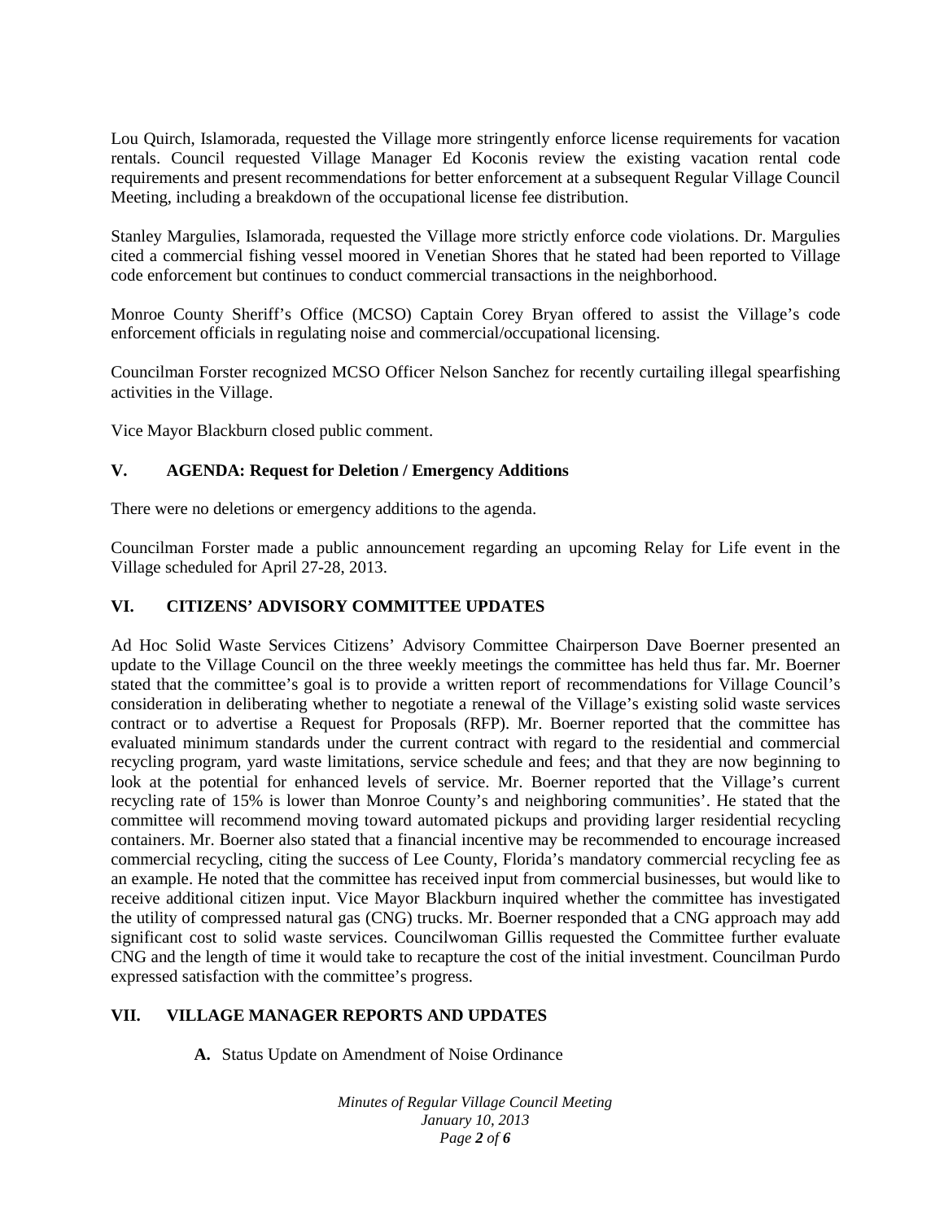Lou Quirch, Islamorada, requested the Village more stringently enforce license requirements for vacation rentals. Council requested Village Manager Ed Koconis review the existing vacation rental code requirements and present recommendations for better enforcement at a subsequent Regular Village Council Meeting, including a breakdown of the occupational license fee distribution.

Stanley Margulies, Islamorada, requested the Village more strictly enforce code violations. Dr. Margulies cited a commercial fishing vessel moored in Venetian Shores that he stated had been reported to Village code enforcement but continues to conduct commercial transactions in the neighborhood.

Monroe County Sheriff's Office (MCSO) Captain Corey Bryan offered to assist the Village's code enforcement officials in regulating noise and commercial/occupational licensing.

Councilman Forster recognized MCSO Officer Nelson Sanchez for recently curtailing illegal spearfishing activities in the Village.

Vice Mayor Blackburn closed public comment.

## V. AGENDA: Request for Deletion / Emergency Additions

There were no deletions or emergency additions to the agenda.

Councilman Forster made a public announcement regarding an upcoming Relay for Life event in the Village scheduled for April 27-28, 2013.

## VI. CITIZENS' ADVISORY COMMITTEE UPDATES

Ad Hoc Solid Waste Services Citizens' Advisory Committee Chairperson Dave Boerner presented an update to the Village Council on the three weekly meetings the committee has held thus far. Mr. Boerner stated that the committee's goal is to provide a written report of recommendations for Village Council's consideration in deliberating whether to negotiate a renewal of the Village's existing solid waste services contract or to advertise a Request for Proposals (RFP). Mr. Boerner reported that the committee has evaluated minimum standards under the current contract with regard to the residential and commercial recycling program, yard waste limitations, service schedule and fees; and that they are now beginning to look at the potential for enhanced levels of service. Mr. Boerner reported that the Village's current recycling rate of 15% is lower than Monroe County's and neighboring communities'. He stated that the committee will recommend moving toward automated pickups and providing larger residential recycling containers. Mr. Boerner also stated that a financial incentive may be recommended to encourage increased commercial recycling, citing the success of Lee County, Florida's mandatory commercial recycling fee as an example. He noted that the committee has received input from commercial businesses, but would like to receive additional citizen input. Vice Mayor Blackburn inquired whether the committee has investigated the utility of compressed natural gas (CNG) trucks. Mr. Boerner responded that a CNG approach may add significant cost to solid waste services. Councilwoman Gillis requested the Committee further evaluate CNG and the length of time it would take to recapture the cost of the initial investment. Councilman Purdo expressed satisfaction with the committee's progress.

## VII. VILLAGE MANAGER REPORTS AND UPDATES

**A.** Status Update on Amendment of Noise Ordinance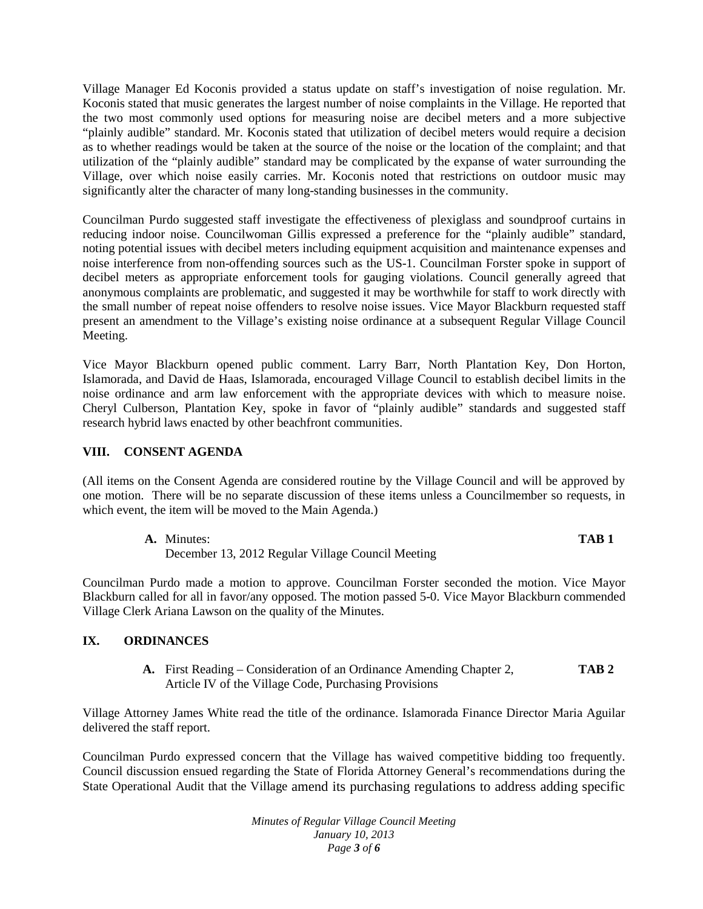Village Manager Ed Koconis provided a status update on staff's investigation of noise regulation. Mr. Koconis stated that music generates the largest number of noise complaints in the Village. He reported that the two most commonly used options for measuring noise are decibel meters and a more subjective "plainly audible" standard. Mr. Koconis stated that utilization of decibel meters would require a decision as to whether readings would be taken at the source of the noise or the location of the complaint; and that utilization of the "plainly audible" standard may be complicated by the expanse of water surrounding the Village, over which noise easily carries. Mr. Koconis noted that restrictions on outdoor music may significantly alter the character of many long-standing businesses in the community.

Councilman Purdo suggested staff investigate the effectiveness of plexiglass and soundproof curtains in reducing indoor noise. Councilwoman Gillis expressed a preference for the "plainly audible" standard, noting potential issues with decibel meters including equipment acquisition and maintenance expenses and noise interference from non-offending sources such as the US-1. Councilman Forster spoke in support of decibel meters as appropriate enforcement tools for gauging violations. Council generally agreed that anonymous complaints are problematic, and suggested it may be worthwhile for staff to work directly with the small number of repeat noise offenders to resolve noise issues. Vice Mayor Blackburn requested staff present an amendment to the Village's existing noise ordinance at a subsequent Regular Village Council Meeting.

Vice Mayor Blackburn opened public comment. Larry Barr, North Plantation Key, Don Horton, Islamorada, and David de Haas, Islamorada, encouraged Village Council to establish decibel limits in the noise ordinance and arm law enforcement with the appropriate devices with which to measure noise. Cheryl Culberson, Plantation Key, spoke in favor of "plainly audible" standards and suggested staff research hybrid laws enacted by other beachfront communities.

## VIII. CONSENT AGENDA

(All items on the Consent Agenda are considered routine by the Village Council and will be approved by one motion. There will be no separate discussion of these items unless a Councilmember so requests, in which event, the item will be moved to the Main Agenda.)

**A.** Minutes: **TAB 1**
December 13, 2012 Regular Village Council Meeting

Councilman Purdo made a motion to approve. Councilman Forster seconded the motion. Vice Mayor Blackburn called for all in favor/any opposed. The motion passed 5-0. Vice Mayor Blackburn commended Village Clerk Ariana Lawson on the quality of the Minutes.

## IX. ORDINANCES

**A.** First Reading – Consideration of an Ordinance Amending Chapter 2, Article IV of the Village Code, Purchasing Provisions **TAB 2**

Village Attorney James White read the title of the ordinance. Islamorada Finance Director Maria Aguilar delivered the staff report.

Councilman Purdo expressed concern that the Village has waived competitive bidding too frequently. Council discussion ensued regarding the State of Florida Attorney General's recommendations during the State Operational Audit that the Village amend its purchasing regulations to address adding specific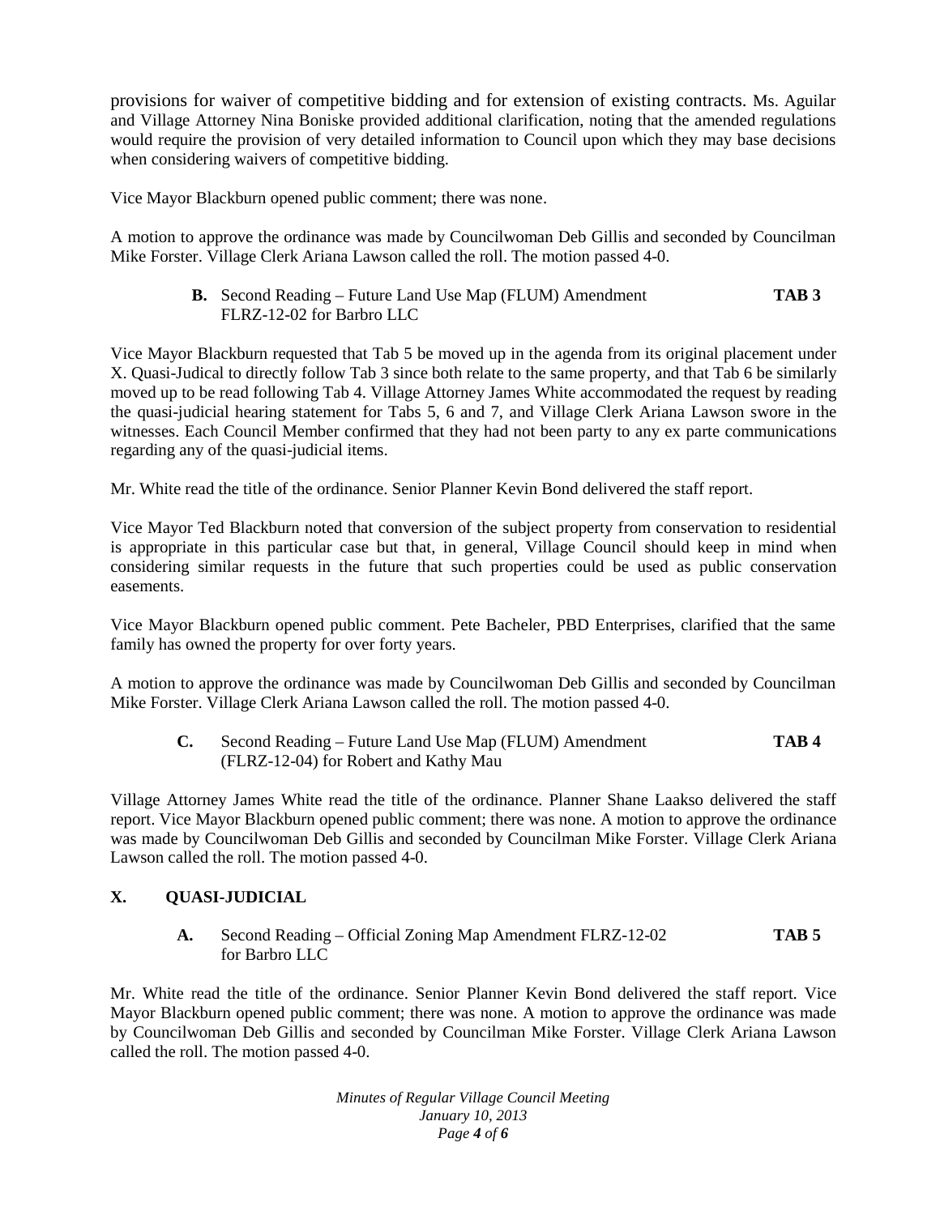provisions for waiver of competitive bidding and for extension of existing contracts. Ms. Aguilar and Village Attorney Nina Boniske provided additional clarification, noting that the amended regulations would require the provision of very detailed information to Council upon which they may base decisions when considering waivers of competitive bidding.

Vice Mayor Blackburn opened public comment; there was none.

A motion to approve the ordinance was made by Councilwoman Deb Gillis and seconded by Councilman Mike Forster. Village Clerk Ariana Lawson called the roll. The motion passed 4-0.

**B.** Second Reading – Future Land Use Map (FLUM) Amendment FLRZ-12-02 for Barbro LLC **TAB 3**

Vice Mayor Blackburn requested that Tab 5 be moved up in the agenda from its original placement under X. Quasi-Judical to directly follow Tab 3 since both relate to the same property, and that Tab 6 be similarly moved up to be read following Tab 4. Village Attorney James White accommodated the request by reading the quasi-judicial hearing statement for Tabs 5, 6 and 7, and Village Clerk Ariana Lawson swore in the witnesses. Each Council Member confirmed that they had not been party to any ex parte communications regarding any of the quasi-judicial items.

Mr. White read the title of the ordinance. Senior Planner Kevin Bond delivered the staff report.

Vice Mayor Ted Blackburn noted that conversion of the subject property from conservation to residential is appropriate in this particular case but that, in general, Village Council should keep in mind when considering similar requests in the future that such properties could be used as public conservation easements.

Vice Mayor Blackburn opened public comment. Pete Bacheler, PBD Enterprises, clarified that the same family has owned the property for over forty years.

A motion to approve the ordinance was made by Councilwoman Deb Gillis and seconded by Councilman Mike Forster. Village Clerk Ariana Lawson called the roll. The motion passed 4-0.

**C.** Second Reading – Future Land Use Map (FLUM) Amendment (FLRZ-12-04) for Robert and Kathy Mau **TAB 4**

Village Attorney James White read the title of the ordinance. Planner Shane Laakso delivered the staff report. Vice Mayor Blackburn opened public comment; there was none. A motion to approve the ordinance was made by Councilwoman Deb Gillis and seconded by Councilman Mike Forster. Village Clerk Ariana Lawson called the roll. The motion passed 4-0.

## X. QUASI-JUDICIAL

**A.** Second Reading – Official Zoning Map Amendment FLRZ-12-02 for Barbro LLC **TAB 5**

Mr. White read the title of the ordinance. Senior Planner Kevin Bond delivered the staff report. Vice Mayor Blackburn opened public comment; there was none. A motion to approve the ordinance was made by Councilwoman Deb Gillis and seconded by Councilman Mike Forster. Village Clerk Ariana Lawson called the roll. The motion passed 4-0.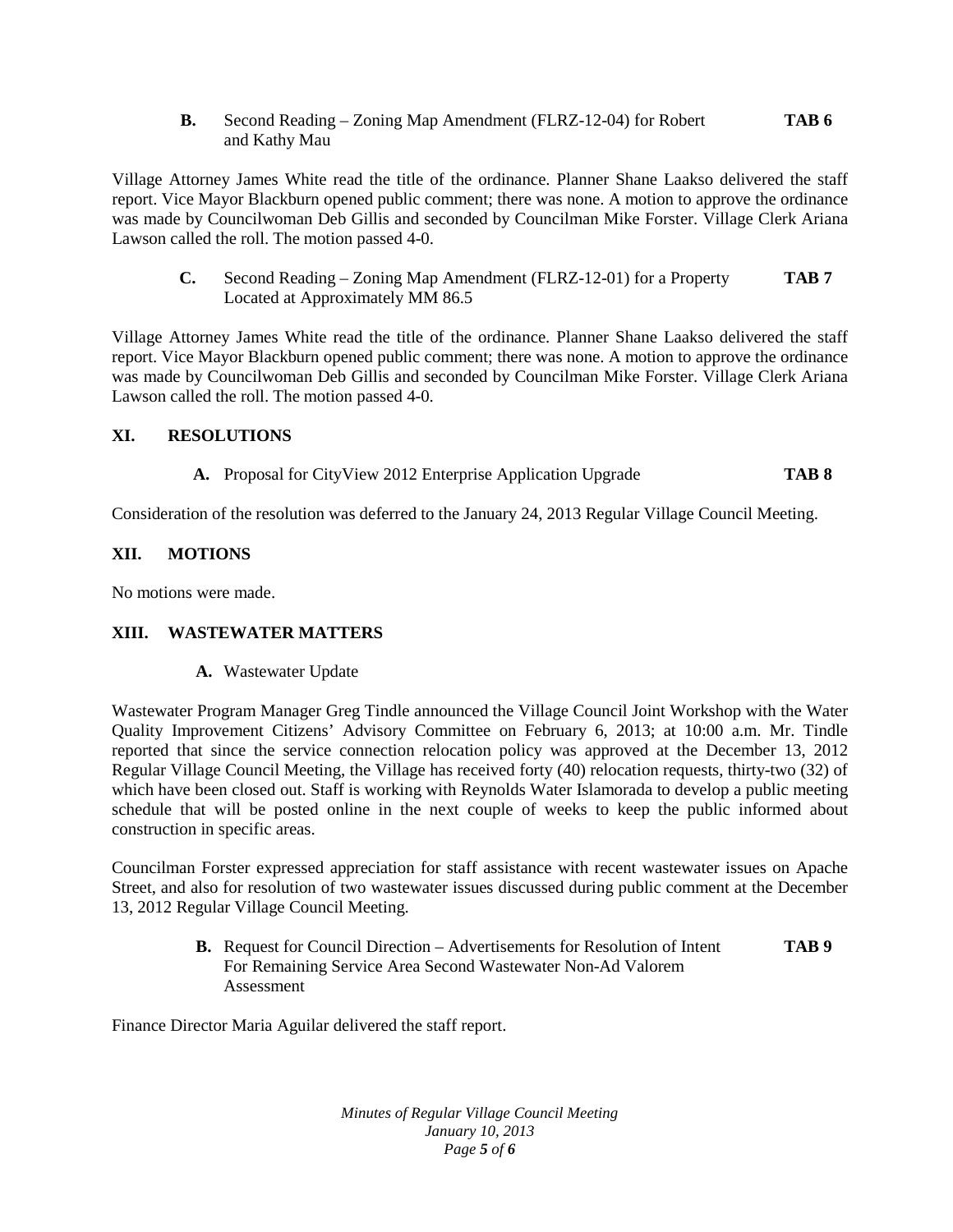**B.** Second Reading – Zoning Map Amendment (FLRZ-12-04) for Robert and Kathy Mau **TAB 6**

Village Attorney James White read the title of the ordinance. Planner Shane Laakso delivered the staff report. Vice Mayor Blackburn opened public comment; there was none. A motion to approve the ordinance was made by Councilwoman Deb Gillis and seconded by Councilman Mike Forster. Village Clerk Ariana Lawson called the roll. The motion passed 4-0.

**C.** Second Reading – Zoning Map Amendment (FLRZ-12-01) for a Property Located at Approximately MM 86.5 **TAB 7**

Village Attorney James White read the title of the ordinance. Planner Shane Laakso delivered the staff report. Vice Mayor Blackburn opened public comment; there was none. A motion to approve the ordinance was made by Councilwoman Deb Gillis and seconded by Councilman Mike Forster. Village Clerk Ariana Lawson called the roll. The motion passed 4-0.

## XI. RESOLUTIONS

**A.** Proposal for CityView 2012 Enterprise Application Upgrade **TAB 8**

Consideration of the resolution was deferred to the January 24, 2013 Regular Village Council Meeting.

## XII. MOTIONS

No motions were made.

## XIII. WASTEWATER MATTERS

**A.** Wastewater Update

Wastewater Program Manager Greg Tindle announced the Village Council Joint Workshop with the Water Quality Improvement Citizens' Advisory Committee on February 6, 2013; at 10:00 a.m. Mr. Tindle reported that since the service connection relocation policy was approved at the December 13, 2012 Regular Village Council Meeting, the Village has received forty (40) relocation requests, thirty-two (32) of which have been closed out. Staff is working with Reynolds Water Islamorada to develop a public meeting schedule that will be posted online in the next couple of weeks to keep the public informed about construction in specific areas.

Councilman Forster expressed appreciation for staff assistance with recent wastewater issues on Apache Street, and also for resolution of two wastewater issues discussed during public comment at the December 13, 2012 Regular Village Council Meeting.

**B.** Request for Council Direction – Advertisements for Resolution of Intent For Remaining Service Area Second Wastewater Non-Ad Valorem Assessment **TAB 9**

Finance Director Maria Aguilar delivered the staff report.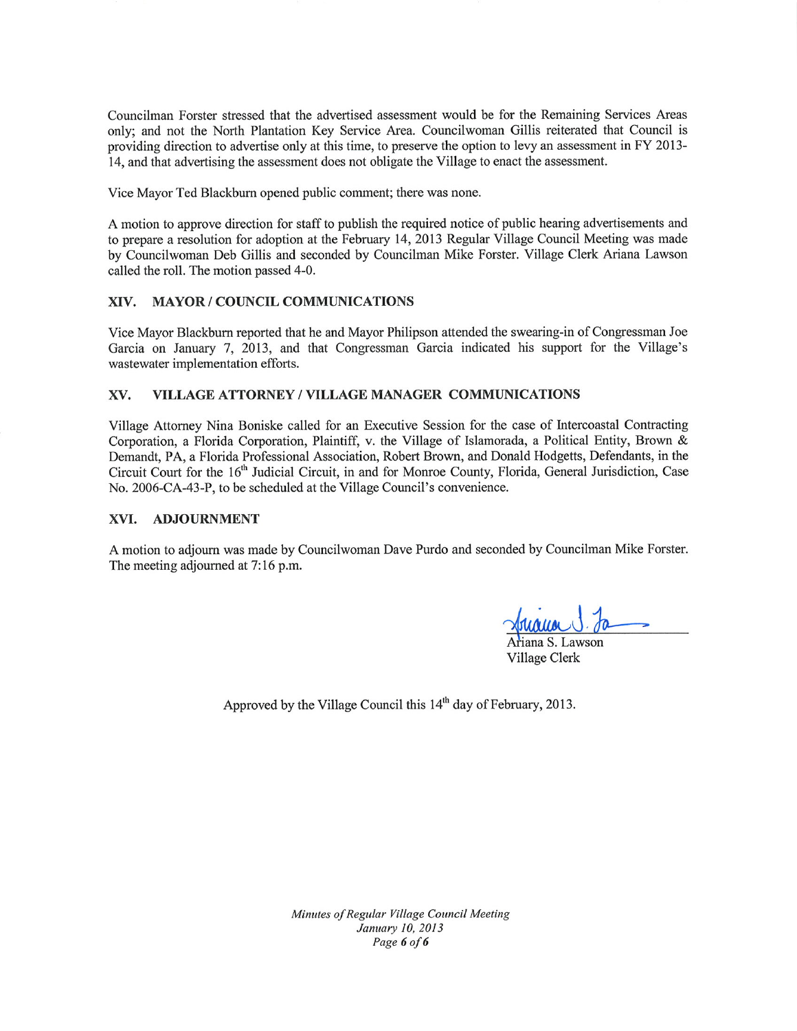Councilman Forster stressed that the advertised assessment would be for the Remaining Services Areas only; and not the North Plantation Key Service Area. Councilwoman Gillis reiterated that Council is providing direction to advertise only at this time, to preserve the option to levy an assessment in FY 2013-14, and that advertising the assessment does not obligate the Village to enact the assessment.

Vice Mayor Ted Blackburn opened public comment; there was none.

A motion to approve direction for staff to publish the required notice of public hearing advertisements and to prepare a resolution for adoption at the February 14, 2013 Regular Village Council Meeting was made by Councilwoman Deb Gillis and seconded by Councilman Mike Forster. Village Clerk Ariana Lawson called the roll. The motion passed 4-0.

## XIV. MAYOR / COUNCIL COMMUNICATIONS

Vice Mayor Blackburn reported that he and Mayor Philipson attended the swearing-in of Congressman Joe Garcia on January 7, 2013, and that Congressman Garcia indicated his support for the Village's wastewater implementation efforts.

## XV. VILLAGE ATTORNEY / VILLAGE MANAGER COMMUNICATIONS

Village Attorney Nina Boniske called for an Executive Session for the case of Intercoastal Contracting Corporation, a Florida Corporation, Plaintiff, v. the Village of Islamorada, a Political Entity, Brown & Demandt, PA, a Florida Professional Association, Robert Brown, and Donald Hodgetts, Defendants, in the Circuit Court for the 16th Judicial Circuit, in and for Monroe County, Florida, General Jurisdiction, Case No. 2006-CA-43-P, to be scheduled at the Village Council's convenience.

## XVI. ADJOURNMENT

A motion to adjourn was made by Councilwoman Dave Purdo and seconded by Councilman Mike Forster. The meeting adjourned at 7:16 p.m.

Ariana S. Lawson
Village Clerk

Approved by the Village Council this 14th day of February, 2013.